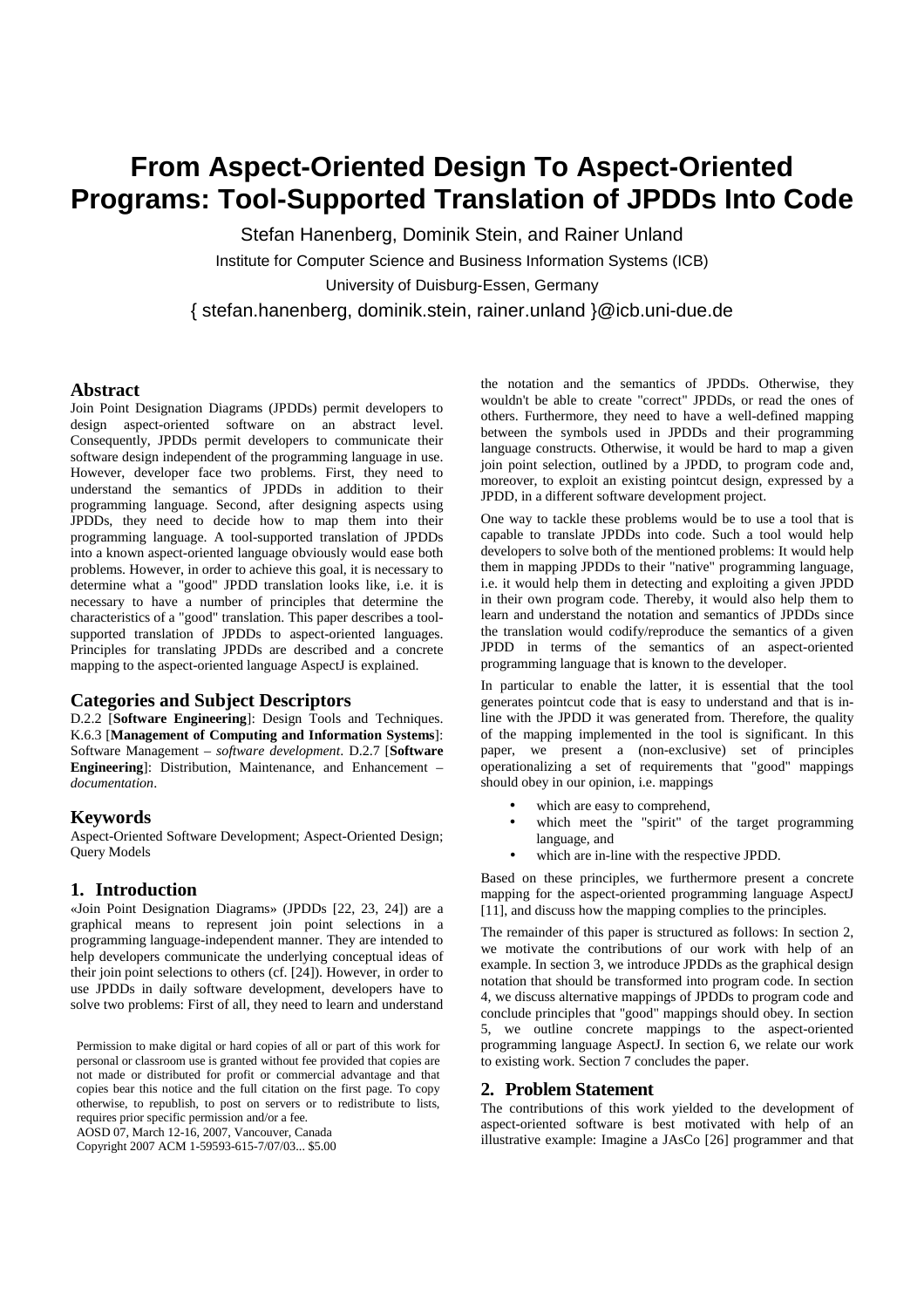# From Aspect-Oriented Design To Aspect-Oriented Programs: Tool-Supported Translation of JPDDs Into Code

Stefan Hanenberg, Dominik Stein, and Rainer Unland

Institute for Computer Science and Business Information Systems (ICB)

University of Duisburg-Essen, Germany

{ stefan.hanenberg, dominik.stein, rainer.unland }@icb.uni-due.de

## Abstract

Join Point Designation Diagrams (JPDDs) permit developers to design aspect-oriented software on an abstract level. Consequently, JPDDs permit developers to communicate their software design independent of the programming language in use. However, developer face two problems. First, they need to understand the semantics of JPDDs in addition to their programming language. Second, after designing aspects using JPDDs, they need to decide how to map them into their programming language. A tool-supported translation of JPDDs into a known aspect-oriented language obviously would ease both problems. However, in order to achieve this goal, it is necessary to determine what a "good" JPDD translation looks like, i.e. it is necessary to have a number of principles that determine the characteristics of a "good" translation. This paper describes a tool-supported translation of JPDDs to aspect-oriented languages. Principles for translating JPDDs are described and a concrete mapping to the aspect-oriented language AspectJ is explained.

## Categories and Subject Descriptors

D.2.2 [**Software Engineering**]: Design Tools and Techniques. K.6.3 [**Management of Computing and Information Systems**]: Software Management – *software development*. D.2.7 [**Software Engineering**]: Distribution, Maintenance, and Enhancement – *documentation*.

## Keywords

Aspect-Oriented Software Development; Aspect-Oriented Design; Query Models

## 1. Introduction

«Join Point Designation Diagrams» (JPDDs [22, 23, 24]) are a graphical means to represent join point selections in a programming language-independent manner. They are intended to help developers communicate the underlying conceptual ideas of their join point selections to others (cf. [24]). However, in order to use JPDDs in daily software development, developers have to solve two problems: First of all, they need to learn and understand the notation and the semantics of JPDDs. Otherwise, they wouldn't be able to create "correct" JPDDs, or read the ones of others. Furthermore, they need to have a well-defined mapping between the symbols used in JPDDs and their programming language constructs. Otherwise, it would be hard to map a given join point selection, outlined by a JPDD, to program code and, moreover, to exploit an existing pointcut design, expressed by a JPDD, in a different software development project.

One way to tackle these problems would be to use a tool that is capable to translate JPDDs into code. Such a tool would help developers to solve both of the mentioned problems: It would help them in mapping JPDDs to their "native" programming language, i.e. it would help them in detecting and exploiting a given JPDD in their own program code. Thereby, it would also help them to learn and understand the notation and semantics of JPDDs since the translation would codify/reproduce the semantics of a given JPDD in terms of the semantics of an aspect-oriented programming language that is known to the developer.

In particular to enable the latter, it is essential that the tool generates pointcut code that is easy to understand and that is in-line with the JPDD it was generated from. Therefore, the quality of the mapping implemented in the tool is significant. In this paper, we present a (non-exclusive) set of principles operationalizing a set of requirements that "good" mappings should obey in our opinion, i.e. mappings

- which are easy to comprehend,
- which meet the "spirit" of the target programming language, and
- which are in-line with the respective JPDD.

Based on these principles, we furthermore present a concrete mapping for the aspect-oriented programming language AspectJ [11], and discuss how the mapping complies to the principles.

The remainder of this paper is structured as follows: In section 2, we motivate the contributions of our work with help of an example. In section 3, we introduce JPDDs as the graphical design notation that should be transformed into program code. In section 4, we discuss alternative mappings of JPDDs to program code and conclude principles that "good" mappings should obey. In section 5, we outline concrete mappings to the aspect-oriented programming language AspectJ. In section 6, we relate our work to existing work. Section 7 concludes the paper.

## 2. Problem Statement

The contributions of this work yielded to the development of aspect-oriented software is best motivated with help of an illustrative example: Imagine a JAsCo [26] programmer and that

Permission to make digital or hard copies of all or part of this work for personal or classroom use is granted without fee provided that copies are not made or distributed for profit or commercial advantage and that copies bear this notice and the full citation on the first page. To copy otherwise, to republish, to post on servers or to redistribute to lists, requires prior specific permission and/or a fee.
AOSD 07, March 12-16, 2007, Vancouver, Canada
Copyright 2007 ACM 1-59593-615-7/07/03... $5.00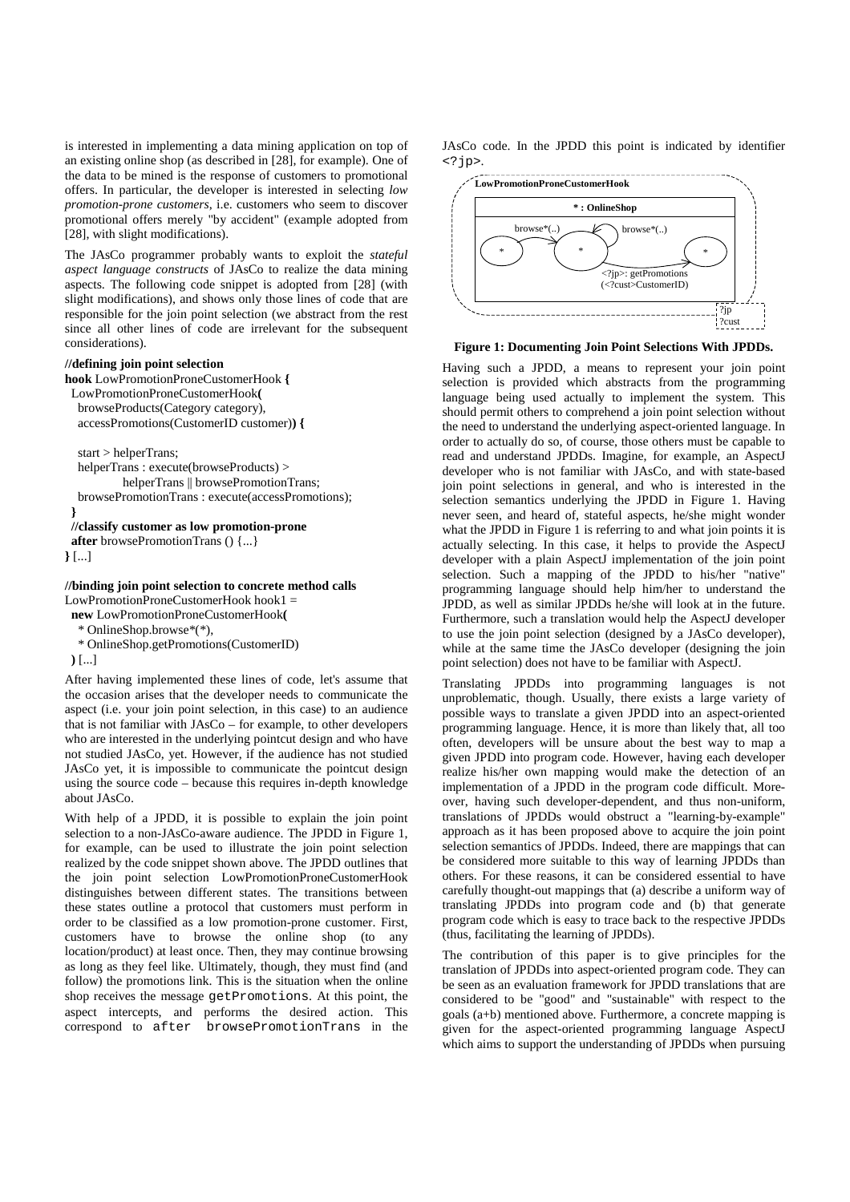is interested in implementing a data mining application on top of an existing online shop (as described in [28], for example). One of the data to be mined is the response of customers to promotional offers. In particular, the developer is interested in selecting *low promotion-prone customers*, i.e. customers who seem to discover promotional offers merely "by accident" (example adopted from [28], with slight modifications).

The JAsCo programmer probably wants to exploit the *stateful aspect language constructs* of JAsCo to realize the data mining aspects. The following code snippet is adopted from [28] (with slight modifications), and shows only those lines of code that are responsible for the join point selection (we abstract from the rest since all other lines of code are irrelevant for the subsequent considerations).

```
//defining join point selection
hook LowPromotionProneCustomerHook {
  LowPromotionProneCustomerHook(
    browseProducts(Category category),
    accessPromotions(CustomerID customer)) {

    start > helperTrans;
    helperTrans : execute(browseProducts) >
            helperTrans || browsePromotionTrans;
    browsePromotionTrans : execute(accessPromotions);
  }
  //classify customer as low promotion-prone
  after browsePromotionTrans () {...}
} [...]

//binding join point selection to concrete method calls
LowPromotionProneCustomerHook hook1 =
  new LowPromotionProneCustomerHook(
    * OnlineShop.browse*(*),
    * OnlineShop.getPromotions(CustomerID)
  ) [...]
```

After having implemented these lines of code, let's assume that the occasion arises that the developer needs to communicate the aspect (i.e. your join point selection, in this case) to an audience that is not familiar with JAsCo – for example, to other developers who are interested in the underlying pointcut design and who have not studied JAsCo, yet. However, if the audience has not studied JAsCo yet, it is impossible to communicate the pointcut design using the source code – because this requires in-depth knowledge about JAsCo.

With help of a JPDD, it is possible to explain the join point selection to a non-JAsCo-aware audience. The JPDD in Figure 1, for example, can be used to illustrate the join point selection realized by the code snippet shown above. The JPDD outlines that the join point selection LowPromotionProneCustomerHook distinguishes between different states. The transitions between these states outline a protocol that customers must perform in order to be classified as a low promotion-prone customer. First, customers have to browse the online shop (to any location/product) at least once. Then, they may continue browsing as long as they feel like. Ultimately, though, they must find (and follow) the promotions link. This is the situation when the online shop receives the message `getPromotions`. At this point, the aspect intercepts, and performs the desired action. This correspond to `after browsePromotionTrans` in the JAsCo code. In the JPDD this point is indicated by identifier `<?jp>`.

**Figure 1: Documenting Join Point Selections With JPDDs.**

Having such a JPDD, a means to represent your join point selection is provided which abstracts from the programming language being used actually to implement the system. This should permit others to comprehend a join point selection without the need to understand the underlying aspect-oriented language. In order to actually do so, of course, those others must be capable to read and understand JPDDs. Imagine, for example, an AspectJ developer who is not familiar with JAsCo, and with state-based join point selections in general, and who is interested in the selection semantics underlying the JPDD in Figure 1. Having never seen, and heard of, stateful aspects, he/she might wonder what the JPDD in Figure 1 is referring to and what join points it is actually selecting. In this case, it helps to provide the AspectJ developer with a plain AspectJ implementation of the join point selection. Such a mapping of the JPDD to his/her "native" programming language should help him/her to understand the JPDD, as well as similar JPDDs he/she will look at in the future. Furthermore, such a translation would help the AspectJ developer to use the join point selection (designed by a JAsCo developer), while at the same time the JAsCo developer (designing the join point selection) does not have to be familiar with AspectJ.

Translating JPDDs into programming languages is not unproblematic, though. Usually, there exists a large variety of possible ways to translate a given JPDD into an aspect-oriented programming language. Hence, it is more than likely that, all too often, developers will be unsure about the best way to map a given JPDD into program code. However, having each developer realize his/her own mapping would make the detection of an implementation of a JPDD in the program code difficult. Moreover, having such developer-dependent, and thus non-uniform, translations of JPDDs would obstruct a "learning-by-example" approach as it has been proposed above to acquire the join point selection semantics of JPDDs. Indeed, there are mappings that can be considered more suitable to this way of learning JPDDs than others. For these reasons, it can be considered essential to have carefully thought-out mappings that (a) describe a uniform way of translating JPDDs into program code and (b) that generate program code which is easy to trace back to the respective JPDDs (thus, facilitating the learning of JPDDs).

The contribution of this paper is to give principles for the translation of JPDDs into aspect-oriented program code. They can be seen as an evaluation framework for JPDD translations that are considered to be "good" and "sustainable" with respect to the goals (a+b) mentioned above. Furthermore, a concrete mapping is given for the aspect-oriented programming language AspectJ which aims to support the understanding of JPDDs when pursuing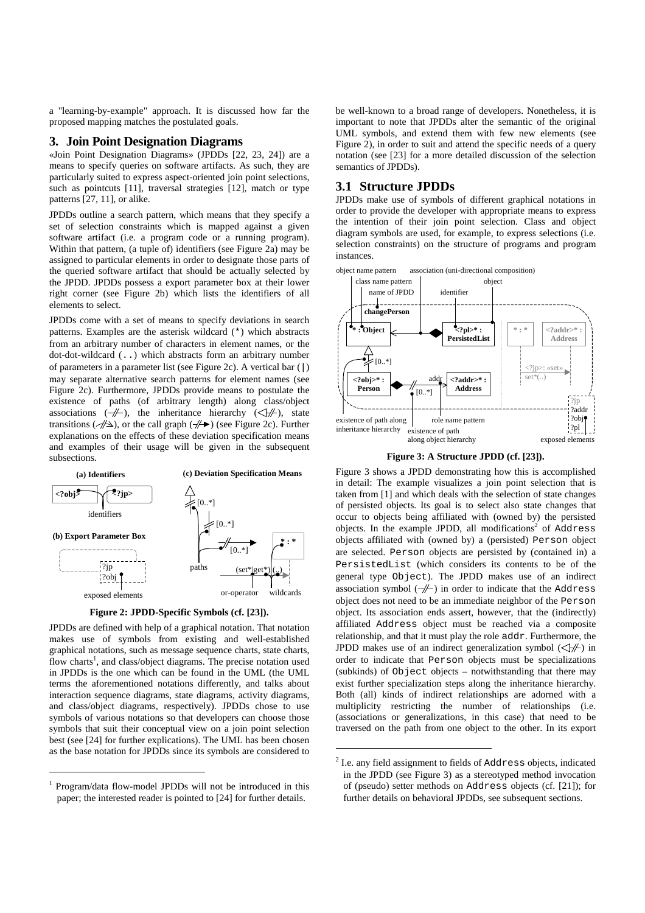a "learning-by-example" approach. It is discussed how far the proposed mapping matches the postulated goals.

## 3. Join Point Designation Diagrams

«Join Point Designation Diagrams» (JPDDs [22, 23, 24]) are a means to specify queries on software artifacts. As such, they are particularly suited to express aspect-oriented join point selections, such as pointcuts [11], traversal strategies [12], match or type patterns [27, 11], or alike.

JPDDs outline a search pattern, which means that they specify a set of selection constraints which is mapped against a given software artifact (i.e. a program code or a running program). Within that pattern, (a tuple of) identifiers (see Figure 2a) may be assigned to particular elements in order to designate those parts of the queried software artifact that should be actually selected by the JPDD. JPDDs possess a export parameter box at their lower right corner (see Figure 2b) which lists the identifiers of all elements to select.

JPDDs come with a set of means to specify deviations in search patterns. Examples are the asterisk wildcard (*) which abstracts from an arbitrary number of characters in element names, or the dot-dot-wildcard (..) which abstracts form an arbitrary number of parameters in a parameter list (see Figure 2c). A vertical bar (|) may separate alternative search patterns for element names (see Figure 2c). Furthermore, JPDDs provide means to postulate the existence of paths (of arbitrary length) along class/object associations (—//—), the inheritance hierarchy (◁//—), state transitions (—//→), or the call graph (—//►) (see Figure 2c). Further explanations on the effects of these deviation specification means and examples of their usage will be given in the subsequent subsections.

**(a) Identifiers** **(c) Deviation Specification Means**

<?obj> <?jp> identifiers

**(b) Export Parameter Box**

?jp ?obj exposed elements

[0..*] [0..*] [0..*] paths * : * (set*|get*)(..) or-operator wildcards

**Figure 2: JPDD-Specific Symbols (cf. [23]).**

JPDDs are defined with help of a graphical notation. That notation makes use of symbols from existing and well-established graphical notations, such as message sequence charts, state charts, flow charts[1], and class/object diagrams. The precise notation used in JPDDs is the one which can be found in the UML (the UML terms the aforementioned notations differently, and talks about interaction sequence diagrams, state diagrams, activity diagrams, and class/object diagrams, respectively). JPDDs chose to use symbols of various notations so that developers can choose those symbols that suit their conceptual view on a join point selection best (see [24] for further explications). The UML has been chosen as the base notation for JPDDs since its symbols are considered to be well-known to a broad range of developers. Nonetheless, it is important to note that JPDDs alter the semantic of the original UML symbols, and extend them with few new elements (see Figure 2), in order to suit and attend the specific needs of a query notation (see [23] for a more detailed discussion of the selection semantics of JPDDs).

[1] Program/data flow-model JPDDs will not be introduced in this paper; the interested reader is pointed to [24] for further details.

### 3.1 Structure JPDDs

JPDDs make use of symbols of different graphical notations in order to provide the developer with appropriate means to express the intention of their join point selection. Class and object diagram symbols are used, for example, to express selections (i.e. selection constraints) on the structure of programs and program instances.

object name pattern, association (uni-directional composition), class name pattern, object, name of JPDD, identifier, **changePerson**, * : Object, <?pl>* : PersistedList, * : *, <?addr>* : Address, [0..*], <?jp>: «set» set*(..), <?obj>* : Person, addr, <?addr>* : Address, [0..*], ?jp ?addr ?obj ?pl, existence of path along inheritance hierarchy, role name pattern, existence of path along object hierarchy, exposed elements

**Figure 3: A Structure JPDD (cf. [23]).**

Figure 3 shows a JPDD demonstrating how this is accomplished in detail: The example visualizes a join point selection that is taken from [1] and which deals with the selection of state changes of persisted objects. Its goal is to select also state changes that occur to objects being affiliated with (owned by) the persisted objects. In the example JPDD, all modifications[2] of Address objects affiliated with (owned by) a (persisted) Person object are selected. Person objects are persisted by (contained in) a PersistedList (which considers its contents to be of the general type Object). The JPDD makes use of an indirect association symbol (—//—) in order to indicate that the Address object does not need to be an immediate neighbor of the Person object. Its association ends assert, however, that the (indirectly) affiliated Address object must be reached via a composite relationship, and that it must play the role addr. Furthermore, the JPDD makes use of an indirect generalization symbol (◁//—) in order to indicate that Person objects must be specializations (subkinds) of Object objects – notwithstanding that there may exist further specialization steps along the inheritance hierarchy. Both (all) kinds of indirect relationships are adorned with a multiplicity restricting the number of relationships (i.e. (associations or generalizations, in this case) that need to be traversed on the path from one object to the other. In its export

[2] I.e. any field assignment to fields of Address objects, indicated in the JPDD (see Figure 3) as a stereotyped method invocation of (pseudo) setter methods on Address objects (cf. [21]); for further details on behavioral JPDDs, see subsequent sections.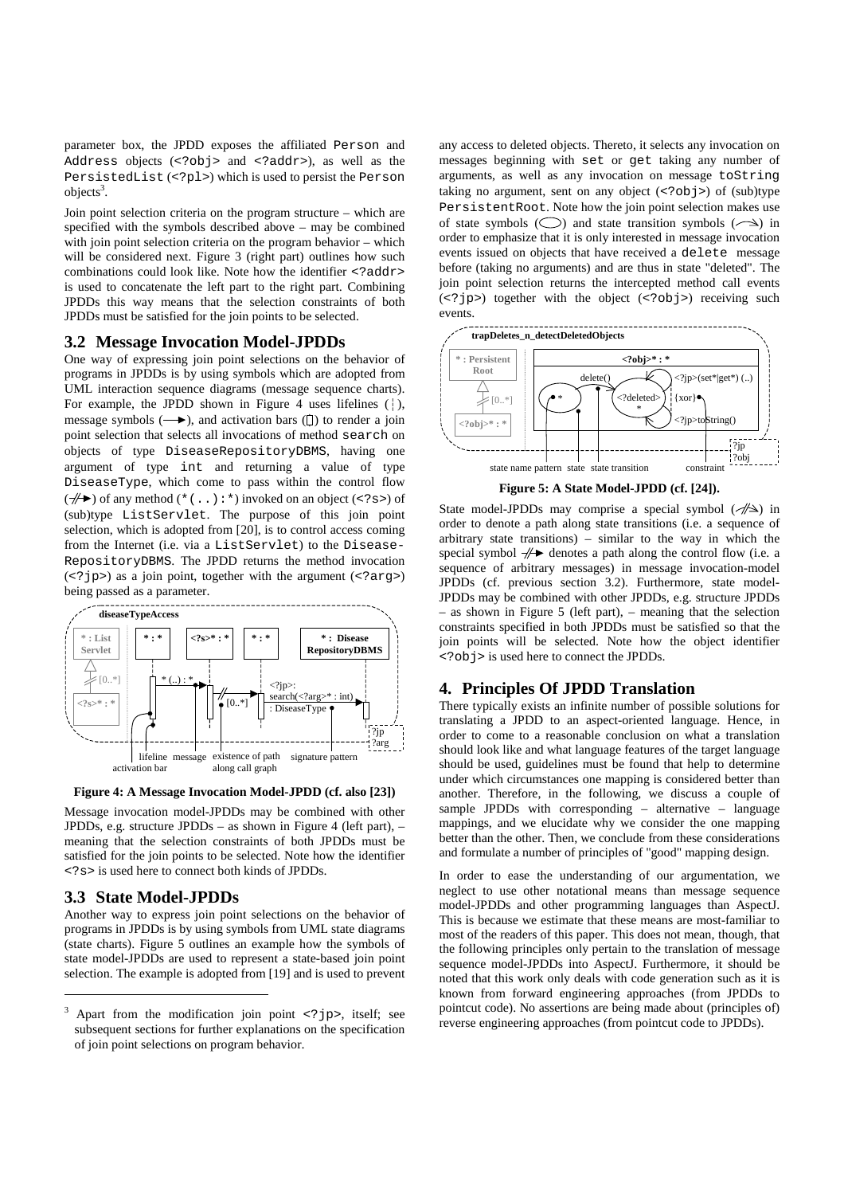parameter box, the JPDD exposes the affiliated Person and Address objects (<?obj> and <?addr>), as well as the PersistedList (<?pl>) which is used to persist the Person objects[3].

Join point selection criteria on the program structure – which are specified with the symbols described above – may be combined with join point selection criteria on the program behavior – which will be considered next. Figure 3 (right part) outlines how such combinations could look like. Note how the identifier <?addr> is used to concatenate the left part to the right part. Combining JPDDs this way means that the selection constraints of both JPDDs must be satisfied for the join points to be selected.

## 3.2 Message Invocation Model-JPDDs

One way of expressing join point selections on the behavior of programs in JPDDs is by using symbols which are adopted from UML interaction sequence diagrams (message sequence charts). For example, the JPDD shown in Figure 4 uses lifelines (¦), message symbols (⟶), and activation bars (▯) to render a join point selection that selects all invocations of method search on objects of type DiseaseRepositoryDBMS, having one argument of type int and returning a value of type DiseaseType, which come to pass within the control flow (⫽▶) of any method (*(..):*) invoked on an object (<?s>) of (sub)type ListServlet. The purpose of this join point selection, which is adopted from [20], is to control access coming from the Internet (i.e. via a ListServlet) to the Disease-RepositoryDBMS. The JPDD returns the method invocation (<?jp>) as a join point, together with the argument (<?arg>) being passed as a parameter.

**Figure 4: A Message Invocation Model-JPDD (cf. also [23])**

Message invocation model-JPDDs may be combined with other JPDDs, e.g. structure JPDDs – as shown in Figure 4 (left part), – meaning that the selection constraints of both JPDDs must be satisfied for the join points to be selected. Note how the identifier <?s> is used here to connect both kinds of JPDDs.

## 3.3 State Model-JPDDs

Another way to express join point selections on the behavior of programs in JPDDs is by using symbols from UML state diagrams (state charts). Figure 5 outlines an example how the symbols of state model-JPDDs are used to represent a state-based join point selection. The example is adopted from [19] and is used to prevent any access to deleted objects. Thereto, it selects any invocation on messages beginning with set or get taking any number of arguments, as well as any invocation on message toString taking no argument, sent on any object (<?obj>) of (sub)type PersistentRoot. Note how the join point selection makes use of state symbols (◯) and state transition symbols (⤳) in order to emphasize that it is only interested in message invocation events issued on objects that have received a delete message before (taking no arguments) and are thus in state "deleted". The join point selection returns the intercepted method call events (<?jp>) together with the object (<?obj>) receiving such events.

**Figure 5: A State Model-JPDD (cf. [24]).**

State model-JPDDs may comprise a special symbol (⫽⤳) in order to denote a path along state transitions (i.e. a sequence of arbitrary state transitions) – similar to the way in which the special symbol ⫽▶ denotes a path along the control flow (i.e. a sequence of arbitrary messages) in message invocation-model JPDDs (cf. previous section 3.2). Furthermore, state model-JPDDs may be combined with other JPDDs, e.g. structure JPDDs – as shown in Figure 5 (left part), – meaning that the selection constraints specified in both JPDDs must be satisfied so that the join points will be selected. Note how the object identifier <?obj> is used here to connect the JPDDs.

## 4. Principles Of JPDD Translation

There typically exists an infinite number of possible solutions for translating a JPDD to an aspect-oriented language. Hence, in order to come to a reasonable conclusion on what a translation should look like and what language features of the target language should be used, guidelines must be found that help to determine under which circumstances one mapping is considered better than another. Therefore, in the following, we discuss a couple of sample JPDDs with corresponding – alternative – language mappings, and we elucidate why we consider the one mapping better than the other. Then, we conclude from these considerations and formulate a number of principles of "good" mapping design.

In order to ease the understanding of our argumentation, we neglect to use other notational means than message sequence model-JPDDs and other programming languages than AspectJ. This is because we estimate that these means are most-familiar to most of the readers of this paper. This does not mean, though, that the following principles only pertain to the translation of message sequence model-JPDDs into AspectJ. Furthermore, it should be noted that this work only deals with code generation such as it is known from forward engineering approaches (from JPDDs to pointcut code). No assertions are being made about (principles of) reverse engineering approaches (from pointcut code to JPDDs).

[3] Apart from the modification join point <?jp>, itself; see subsequent sections for further explanations on the specification of join point selections on program behavior.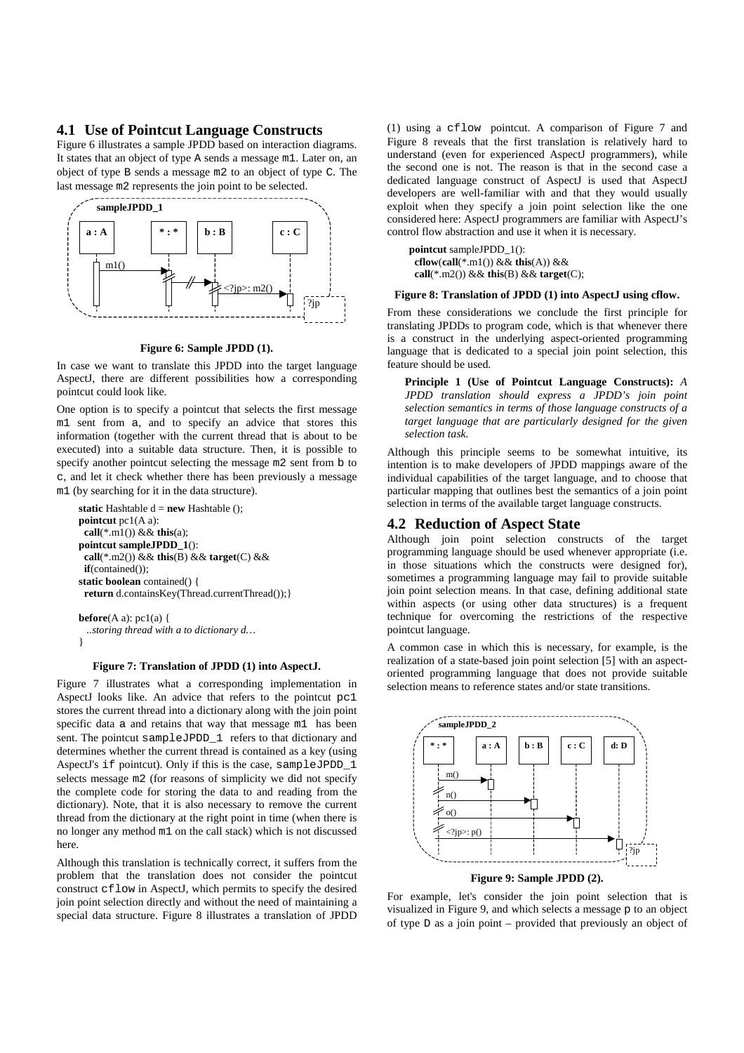## 4.1 Use of Pointcut Language Constructs

Figure 6 illustrates a sample JPDD based on interaction diagrams. It states that an object of type A sends a message m1. Later on, an object of type B sends a message m2 to an object of type C. The last message m2 represents the join point to be selected.

**Figure 6: Sample JPDD (1).**

In case we want to translate this JPDD into the target language AspectJ, there are different possibilities how a corresponding pointcut could look like.

One option is to specify a pointcut that selects the first message m1 sent from a, and to specify an advice that stores this information (together with the current thread that is about to be executed) into a suitable data structure. Then, it is possible to specify another pointcut selecting the message m2 sent from b to c, and let it check whether there has been previously a message m1 (by searching for it in the data structure).

```
static Hashtable d = new Hashtable ();
pointcut pc1(A a):
  call(*.m1()) && this(a);
pointcut sampleJPDD_1():
  call(*.m2()) && this(B) && target(C) &&
  if(contained());
static boolean contained() {
  return d.containsKey(Thread.currentThread());}

before(A a): pc1(a) {
  ..storing thread with a to dictionary d…
}
```

**Figure 7: Translation of JPDD (1) into AspectJ.**

Figure 7 illustrates what a corresponding implementation in AspectJ looks like. An advice that refers to the pointcut pc1 stores the current thread into a dictionary along with the join point specific data a and retains that way that message m1 has been sent. The pointcut sampleJPDD_1 refers to that dictionary and determines whether the current thread is contained as a key (using AspectJ's if pointcut). Only if this is the case, sampleJPDD_1 selects message m2 (for reasons of simplicity we did not specify the complete code for storing the data to and reading from the dictionary). Note, that it is also necessary to remove the current thread from the dictionary at the right point in time (when there is no longer any method m1 on the call stack) which is not discussed here.

Although this translation is technically correct, it suffers from the problem that the translation does not consider the pointcut construct cflow in AspectJ, which permits to specify the desired join point selection directly and without the need of maintaining a special data structure. Figure 8 illustrates a translation of JPDD (1) using a cflow pointcut. A comparison of Figure 7 and Figure 8 reveals that the first translation is relatively hard to understand (even for experienced AspectJ programmers), while the second one is not. The reason is that in the second case a dedicated language construct of AspectJ is used that AspectJ developers are well-familiar with and that they would usually exploit when they specify a join point selection like the one considered here: AspectJ programmers are familiar with AspectJ's control flow abstraction and use it when it is necessary.

```
pointcut sampleJPDD_1():
  cflow(call(*.m1()) && this(A)) &&
  call(*.m2()) && this(B) && target(C);
```

**Figure 8: Translation of JPDD (1) into AspectJ using cflow.**

From these considerations we conclude the first principle for translating JPDDs to program code, which is that whenever there is a construct in the underlying aspect-oriented programming language that is dedicated to a special join point selection, this feature should be used.

> **Principle 1 (Use of Pointcut Language Constructs):** *A JPDD translation should express a JPDD's join point selection semantics in terms of those language constructs of a target language that are particularly designed for the given selection task.*

Although this principle seems to be somewhat intuitive, its intention is to make developers of JPDD mappings aware of the individual capabilities of the target language, and to choose that particular mapping that outlines best the semantics of a join point selection in terms of the available target language constructs.

## 4.2 Reduction of Aspect State

Although join point selection constructs of the target programming language should be used whenever appropriate (i.e. in those situations which the constructs were designed for), sometimes a programming language may fail to provide suitable join point selection means. In that case, defining additional state within aspects (or using other data structures) is a frequent technique for overcoming the restrictions of the respective pointcut language.

A common case in which this is necessary, for example, is the realization of a state-based join point selection [5] with an aspect-oriented programming language that does not provide suitable selection means to reference states and/or state transitions.

**Figure 9: Sample JPDD (2).**

For example, let's consider the join point selection that is visualized in Figure 9, and which selects a message p to an object of type D as a join point – provided that previously an object of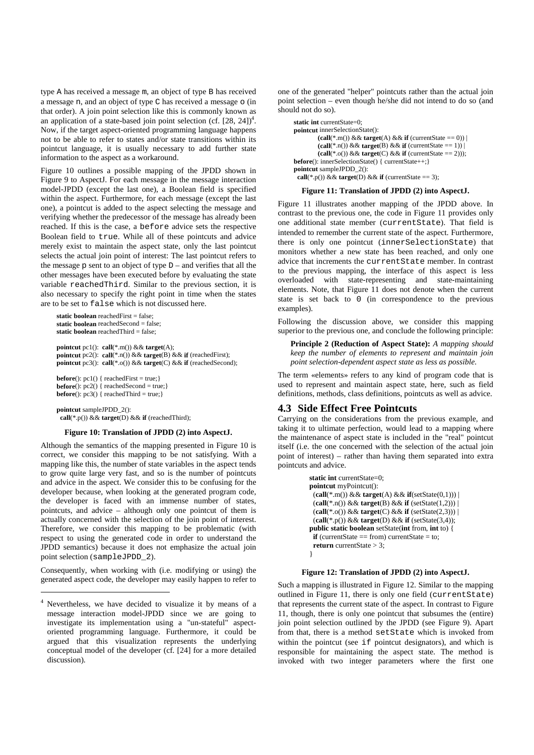type A has received a message m, an object of type B has received a message n, and an object of type C has received a message o (in that order). A join point selection like this is commonly known as an application of a state-based join point selection (cf. [28, 24])[4]. Now, if the target aspect-oriented programming language happens not to be able to refer to states and/or state transitions within its pointcut language, it is usually necessary to add further state information to the aspect as a workaround.

Figure 10 outlines a possible mapping of the JPDD shown in Figure 9 to AspectJ. For each message in the message interaction model-JPDD (except the last one), a Boolean field is specified within the aspect. Furthermore, for each message (except the last one), a pointcut is added to the aspect selecting the message and verifying whether the predecessor of the message has already been reached. If this is the case, a before advice sets the respective Boolean field to true. While all of these pointcuts and advice merely exist to maintain the aspect state, only the last pointcut selects the actual join point of interest: The last pointcut refers to the message p sent to an object of type D – and verifies that all the other messages have been executed before by evaluating the state variable reachedThird. Similar to the previous section, it is also necessary to specify the right point in time when the states are to be set to false which is not discussed here.

```
static boolean reachedFirst = false;
static boolean reachedSecond = false;
static boolean reachedThird = false;

pointcut pc1(): call(*.m()) && target(A);
pointcut pc2(): call(*.n()) && target(B) && if (reachedFirst);
pointcut pc3(): call(*.o()) && target(C) && if (reachedSecond);

before(): pc1() { reachedFirst = true;}
before(): pc2() { reachedSecond = true;}
before(): pc3() { reachedThird = true;}

pointcut sampleJPDD_2():
  call(*.p()) && target(D) && if (reachedThird);
```

**Figure 10: Translation of JPDD (2) into AspectJ.**

Although the semantics of the mapping presented in Figure 10 is correct, we consider this mapping to be not satisfying. With a mapping like this, the number of state variables in the aspect tends to grow quite large very fast, and so is the number of pointcuts and advice in the aspect. We consider this to be confusing for the developer because, when looking at the generated program code, the developer is faced with an immense number of states, pointcuts, and advice – although only one pointcut of them is actually concerned with the selection of the join point of interest. Therefore, we consider this mapping to be problematic (with respect to using the generated code in order to understand the JPDD semantics) because it does not emphasize the actual join point selection (sampleJPDD_2).

Consequently, when working with (i.e. modifying or using) the generated aspect code, the developer may easily happen to refer to one of the generated "helper" pointcuts rather than the actual join point selection – even though he/she did not intend to do so (and should not do so).

```
static int currentState=0;
pointcut innerSelectionState():
        (call(*.m()) && target(A) && if (currentState == 0)) |
        (call(*.n()) && target(B) && if (currentState == 1)) |
        (call(*.o()) && target(C) && if (currentState == 2)));
before(): innerSelectionState() { currentState++;}
pointcut sampleJPDD_2():
  call(*.p()) && target(D) && if (currentState == 3);
```

**Figure 11: Translation of JPDD (2) into AspectJ.**

Figure 11 illustrates another mapping of the JPDD above. In contrast to the previous one, the code in Figure 11 provides only one additional state member (currentState). That field is intended to remember the current state of the aspect. Furthermore, there is only one pointcut (innerSelectionState) that monitors whether a new state has been reached, and only one advice that increments the currentState member. In contrast to the previous mapping, the interface of this aspect is less overloaded with state-representing and state-maintaining elements. Note, that Figure 11 does not denote when the current state is set back to 0 (in correspondence to the previous examples).

Following the discussion above, we consider this mapping superior to the previous one, and conclude the following principle:

> **Principle 2 (Reduction of Aspect State):** *A mapping should keep the number of elements to represent and maintain join point selection-dependent aspect state as less as possible.*

The term «elements» refers to any kind of program code that is used to represent and maintain aspect state, here, such as field definitions, methods, class definitions, pointcuts as well as advice.

## 4.3 Side Effect Free Pointcuts

Carrying on the considerations from the previous example, and taking it to ultimate perfection, would lead to a mapping where the maintenance of aspect state is included in the "real" pointcut itself (i.e. the one concerned with the selection of the actual join point of interest) – rather than having them separated into extra pointcuts and advice.

```
static int currentState=0;
pointcut myPointcut():
  (call(*.m()) && target(A) && if(setState(0,1))) |
  (call(*.n()) && target(B) && if (setState(1,2))) |
  (call(*.o()) && target(C) && if (setState(2,3))) |
  (call(*.p()) && target(D) && if (setState(3,4));
public static boolean setState(int from, int to) {
  if (currentState == from) currentState = to;
  return currentState > 3;
}
```

**Figure 12: Translation of JPDD (2) into AspectJ.**

Such a mapping is illustrated in Figure 12. Similar to the mapping outlined in Figure 11, there is only one field (currentState) that represents the current state of the aspect. In contrast to Figure 11, though, there is only one pointcut that subsumes the (entire) join point selection outlined by the JPDD (see Figure 9). Apart from that, there is a method setState which is invoked from within the pointcut (see if pointcut designators), and which is responsible for maintaining the aspect state. The method is invoked with two integer parameters where the first one

---

[4] Nevertheless, we have decided to visualize it by means of a message interaction model-JPDD since we are going to investigate its implementation using a "un-stateful" aspect-oriented programming language. Furthermore, it could be argued that this visualization represents the underlying conceptual model of the developer (cf. [24] for a more detailed discussion).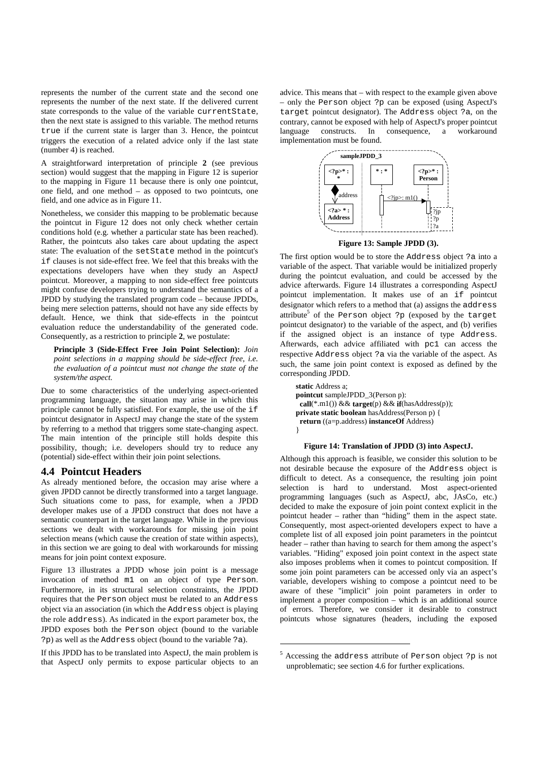represents the number of the current state and the second one represents the number of the next state. If the delivered current state corresponds to the value of the variable currentState, then the next state is assigned to this variable. The method returns true if the current state is larger than 3. Hence, the pointcut triggers the execution of a related advice only if the last state (number 4) is reached.

A straightforward interpretation of principle **2** (see previous section) would suggest that the mapping in Figure 12 is superior to the mapping in Figure 11 because there is only one pointcut, one field, and one method – as opposed to two pointcuts, one field, and one advice as in Figure 11.

Nonetheless, we consider this mapping to be problematic because the pointcut in Figure 12 does not only check whether certain conditions hold (e.g. whether a particular state has been reached). Rather, the pointcuts also takes care about updating the aspect state: The evaluation of the setState method in the pointcut's if clauses is not side-effect free. We feel that this breaks with the expectations developers have when they study an AspectJ pointcut. Moreover, a mapping to non side-effect free pointcuts might confuse developers trying to understand the semantics of a JPDD by studying the translated program code – because JPDDs, being mere selection patterns, should not have any side effects by default. Hence, we think that side-effects in the pointcut evaluation reduce the understandability of the generated code. Consequently, as a restriction to principle **2**, we postulate:

**Principle 3 (Side-Effect Free Join Point Selection):** *Join point selections in a mapping should be side-effect free, i.e. the evaluation of a pointcut must not change the state of the system/the aspect.*

Due to some characteristics of the underlying aspect-oriented programming language, the situation may arise in which this principle cannot be fully satisfied. For example, the use of the if pointcut designator in AspectJ may change the state of the system by referring to a method that triggers some state-changing aspect. The main intention of the principle still holds despite this possibility, though; i.e. developers should try to reduce any (potential) side-effect within their join point selections.

## 4.4 Pointcut Headers

As already mentioned before, the occasion may arise where a given JPDD cannot be directly transformed into a target language. Such situations come to pass, for example, when a JPDD developer makes use of a JPDD construct that does not have a semantic counterpart in the target language. While in the previous sections we dealt with workarounds for missing join point selection means (which cause the creation of state within aspects), in this section we are going to deal with workarounds for missing means for join point context exposure.

Figure 13 illustrates a JPDD whose join point is a message invocation of method m1 on an object of type Person. Furthermore, in its structural selection constraints, the JPDD requires that the Person object must be related to an Address object via an association (in which the Address object is playing the role address). As indicated in the export parameter box, the JPDD exposes both the Person object (bound to the variable ?p) as well as the Address object (bound to the variable ?a).

If this JPDD has to be translated into AspectJ, the main problem is that AspectJ only permits to expose particular objects to an advice. This means that – with respect to the example given above – only the Person object ?p can be exposed (using AspectJ's target pointcut designator). The Address object ?a, on the contrary, cannot be exposed with help of AspectJ's proper pointcut language constructs. In consequence, a workaround implementation must be found.

sampleJPDD_3
<?p>* : *
address
<?a> * : Address
* : *
<?jp>: m1()
<?p>* : Person
?jp
?p
?a

**Figure 13: Sample JPDD (3).**

The first option would be to store the Address object ?a into a variable of the aspect. That variable would be initialized properly during the pointcut evaluation, and could be accessed by the advice afterwards. Figure 14 illustrates a corresponding AspectJ pointcut implementation. It makes use of an if pointcut designator which refers to a method that (a) assigns the address attribute[5] of the Person object ?p (exposed by the target pointcut designator) to the variable of the aspect, and (b) verifies if the assigned object is an instance of type Address. Afterwards, each advice affiliated with pc1 can access the respective Address object ?a via the variable of the aspect. As such, the same join point context is exposed as defined by the corresponding JPDD.

```
static Address a;
pointcut sampleJPDD_3(Person p):
  call(*.m1()) && target(p) && if(hasAddress(p));
private static boolean hasAddress(Person p) {
  return ((a=p.address) instanceOf Address)
}
```

**Figure 14: Translation of JPDD (3) into AspectJ.**

Although this approach is feasible, we consider this solution to be not desirable because the exposure of the Address object is difficult to detect. As a consequence, the resulting join point selection is hard to understand. Most aspect-oriented programming languages (such as AspectJ, abc, JAsCo, etc.) decided to make the exposure of join point context explicit in the pointcut header – rather than "hiding" them in the aspect state. Consequently, most aspect-oriented developers expect to have a complete list of all exposed join point parameters in the pointcut header – rather than having to search for them among the aspect's variables. "Hiding" exposed join point context in the aspect state also imposes problems when it comes to pointcut composition. If some join point parameters can be accessed only via an aspect's variable, developers wishing to compose a pointcut need to be aware of these "implicit" join point parameters in order to implement a proper composition – which is an additional source of errors. Therefore, we consider it desirable to construct pointcuts whose signatures (headers, including the exposed

[5] Accessing the address attribute of Person object ?p is not unproblematic; see section 4.6 for further explications.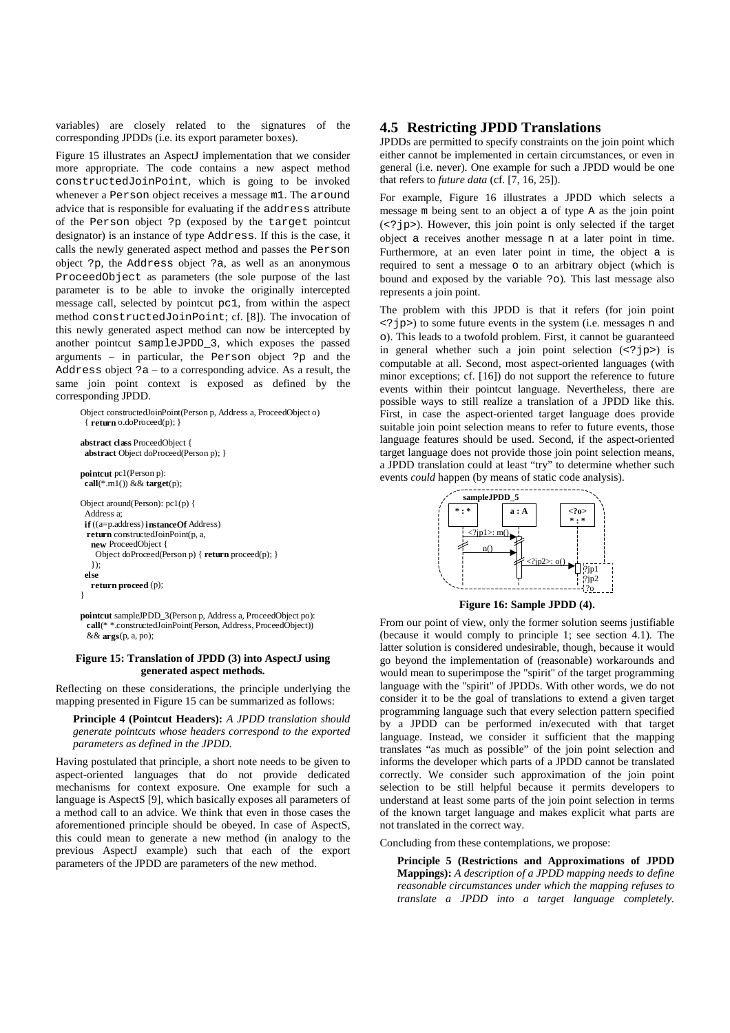variables) are closely related to the signatures of the corresponding JPDDs (i.e. its export parameter boxes).

Figure 15 illustrates an AspectJ implementation that we consider more appropriate. The code contains a new aspect method `constructedJoinPoint`, which is going to be invoked whenever a `Person` object receives a message `m1`. The `around` advice that is responsible for evaluating if the `address` attribute of the `Person` object `?p` (exposed by the `target` pointcut designator) is an instance of type `Address`. If this is the case, it calls the newly generated aspect method and passes the `Person` object `?p`, the `Address` object `?a`, as well as an anonymous `ProceedObject` as parameters (the sole purpose of the last parameter is to be able to invoke the originally intercepted message call, selected by pointcut `pc1`, from within the aspect method `constructedJoinPoint`; cf. [8]). The invocation of this newly generated aspect method can now be intercepted by another pointcut `sampleJPDD_3`, which exposes the passed arguments – in particular, the `Person` object `?p` and the `Address` object `?a` – to a corresponding advice. As a result, the same join point context is exposed as defined by the corresponding JPDD.

```
Object constructedJoinPoint(Person p, Address a, ProceedObject o)
  { return o.doProceed(p); }

abstract class ProceedObject {
  abstract Object doProceed(Person p); }

pointcut pc1(Person p):
  call(*.m1()) && target(p);

Object around(Person): pc1(p) {
  Address a;
  if ((a=p.address) instanceOf Address)
   return constructedJoinPoint(p, a,
    new ProceedObject {
      Object doProceed(Person p) { return proceed(p); }
    });
  else
    return proceed (p);
}

pointcut sampleJPDD_3(Person p, Address a, ProceedObject po):
  call(* *.constructedJoinPoint(Person, Address, ProceedObject))
  && args(p, a, po);
```

**Figure 15: Translation of JPDD (3) into AspectJ using generated aspect methods.**

Reflecting on these considerations, the principle underlying the mapping presented in Figure 15 can be summarized as follows:

> **Principle 4 (Pointcut Headers):** *A JPDD translation should generate pointcuts whose headers correspond to the exported parameters as defined in the JPDD.*

Having postulated that principle, a short note needs to be given to aspect-oriented languages that do not provide dedicated mechanisms for context exposure. One example for such a language is AspectS [9], which basically exposes all parameters of a method call to an advice. We think that even in those cases the aforementioned principle should be obeyed. In case of AspectS, this could mean to generate a new method (in analogy to the previous AspectJ example) such that each of the export parameters of the JPDD are parameters of the new method.

## 4.5 Restricting JPDD Translations

JPDDs are permitted to specify constraints on the join point which either cannot be implemented in certain circumstances, or even in general (i.e. never). One example for such a JPDD would be one that refers to *future data* (cf. [7, 16, 25]).

For example, Figure 16 illustrates a JPDD which selects a message `m` being sent to an object `a` of type `A` as the join point (`<?jp>`). However, this join point is only selected if the target object `a` receives another message `n` at a later point in time. Furthermore, at an even later point in time, the object `a` is required to sent a message `o` to an arbitrary object (which is bound and exposed by the variable `?o`). This last message also represents a join point.

The problem with this JPDD is that it refers (for join point `<?jp>`) to some future events in the system (i.e. messages `n` and `o`). This leads to a twofold problem. First, it cannot be guaranteed in general whether such a join point selection (`<?jp>`) is computable at all. Second, most aspect-oriented languages (with minor exceptions; cf. [16]) do not support the reference to future events within their pointcut language. Nevertheless, there are possible ways to still realize a translation of a JPDD like this. First, in case the aspect-oriented target language does provide suitable join point selection means to refer to future events, those language features should be used. Second, if the aspect-oriented target language does not provide those join point selection means, a JPDD translation could at least "try" to determine whether such events *could* happen (by means of static code analysis).

**Figure 16: Sample JPDD (4).**

From our point of view, only the former solution seems justifiable (because it would comply to principle 1; see section 4.1). The latter solution is considered undesirable, though, because it would go beyond the implementation of (reasonable) workarounds and would mean to superimpose the "spirit" of the target programming language with the "spirit" of JPDDs. With other words, we do not consider it to be the goal of translations to extend a given target programming language such that every selection pattern specified by a JPDD can be performed in/executed with that target language. Instead, we consider it sufficient that the mapping translates "as much as possible" of the join point selection and informs the developer which parts of a JPDD cannot be translated correctly. We consider such approximation of the join point selection to be still helpful because it permits developers to understand at least some parts of the join point selection in terms of the known target language and makes explicit what parts are not translated in the correct way.

Concluding from these contemplations, we propose:

> **Principle 5 (Restrictions and Approximations of JPDD Mappings):** *A description of a JPDD mapping needs to define reasonable circumstances under which the mapping refuses to translate a JPDD into a target language completely.*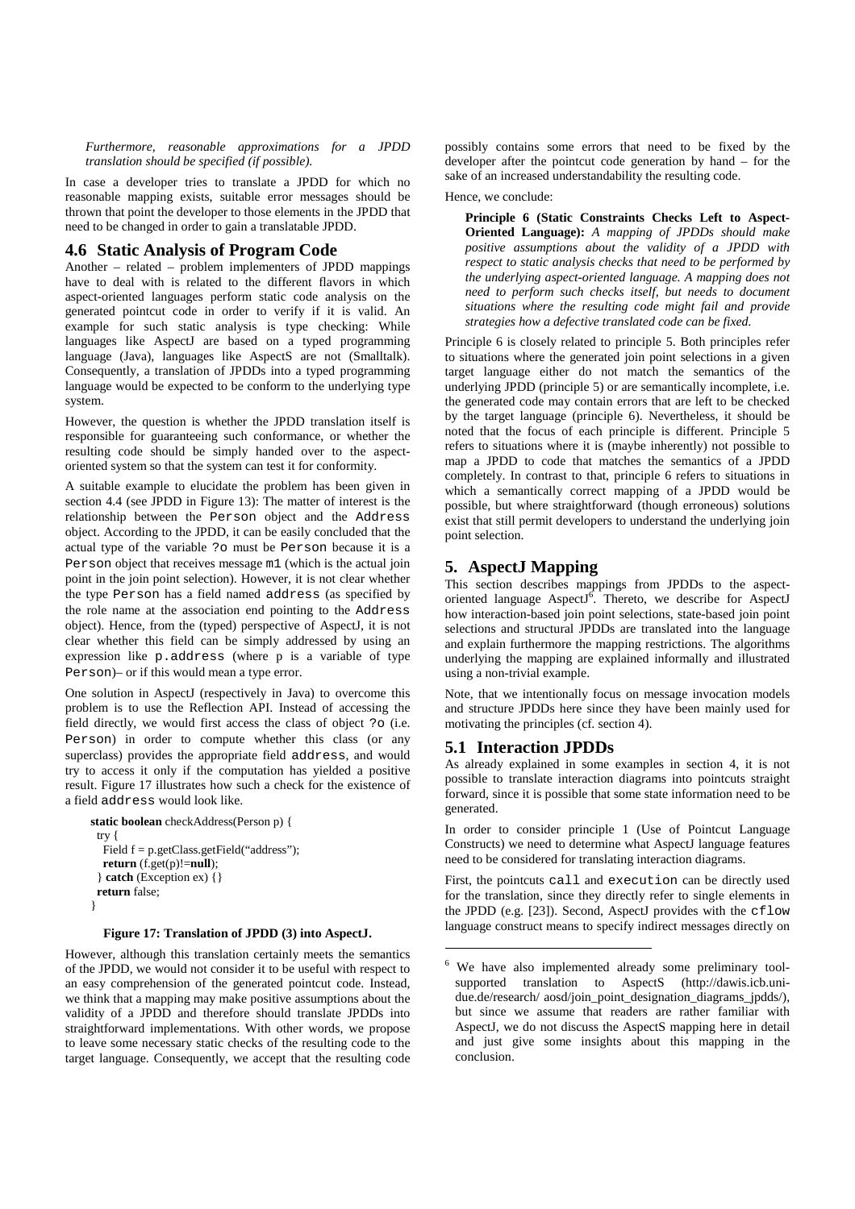*Furthermore, reasonable approximations for a JPDD translation should be specified (if possible).*

In case a developer tries to translate a JPDD for which no reasonable mapping exists, suitable error messages should be thrown that point the developer to those elements in the JPDD that need to be changed in order to gain a translatable JPDD.

## 4.6 Static Analysis of Program Code

Another – related – problem implementers of JPDD mappings have to deal with is related to the different flavors in which aspect-oriented languages perform static code analysis on the generated pointcut code in order to verify if it is valid. An example for such static analysis is type checking: While languages like AspectJ are based on a typed programming language (Java), languages like AspectS are not (Smalltalk). Consequently, a translation of JPDDs into a typed programming language would be expected to be conform to the underlying type system.

However, the question is whether the JPDD translation itself is responsible for guaranteeing such conformance, or whether the resulting code should be simply handed over to the aspect-oriented system so that the system can test it for conformity.

A suitable example to elucidate the problem has been given in section 4.4 (see JPDD in Figure 13): The matter of interest is the relationship between the `Person` object and the `Address` object. According to the JPDD, it can be easily concluded that the actual type of the variable `?o` must be `Person` because it is a `Person` object that receives message `m1` (which is the actual join point in the join point selection). However, it is not clear whether the type `Person` has a field named `address` (as specified by the role name at the association end pointing to the `Address` object). Hence, from the (typed) perspective of AspectJ, it is not clear whether this field can be simply addressed by using an expression like `p.address` (where p is a variable of type `Person`)– or if this would mean a type error.

One solution in AspectJ (respectively in Java) to overcome this problem is to use the Reflection API. Instead of accessing the field directly, we would first access the class of object `?o` (i.e. `Person`) in order to compute whether this class (or any superclass) provides the appropriate field `address`, and would try to access it only if the computation has yielded a positive result. Figure 17 illustrates how such a check for the existence of a field `address` would look like.

```
static boolean checkAddress(Person p) {
  try {
    Field f = p.getClass.getField("address");
    return (f.get(p)!=null);
  } catch (Exception ex) {}
  return false;
}
```

**Figure 17: Translation of JPDD (3) into AspectJ.**

However, although this translation certainly meets the semantics of the JPDD, we would not consider it to be useful with respect to an easy comprehension of the generated pointcut code. Instead, we think that a mapping may make positive assumptions about the validity of a JPDD and therefore should translate JPDDs into straightforward implementations. With other words, we propose to leave some necessary static checks of the resulting code to the target language. Consequently, we accept that the resulting code possibly contains some errors that need to be fixed by the developer after the pointcut code generation by hand – for the sake of an increased understandability the resulting code.

Hence, we conclude:

> **Principle 6 (Static Constraints Checks Left to Aspect-Oriented Language):** *A mapping of JPDDs should make positive assumptions about the validity of a JPDD with respect to static analysis checks that need to be performed by the underlying aspect-oriented language. A mapping does not need to perform such checks itself, but needs to document situations where the resulting code might fail and provide strategies how a defective translated code can be fixed.*

Principle 6 is closely related to principle 5. Both principles refer to situations where the generated join point selections in a given target language either do not match the semantics of the underlying JPDD (principle 5) or are semantically incomplete, i.e. the generated code may contain errors that are left to be checked by the target language (principle 6). Nevertheless, it should be noted that the focus of each principle is different. Principle 5 refers to situations where it is (maybe inherently) not possible to map a JPDD to code that matches the semantics of a JPDD completely. In contrast to that, principle 6 refers to situations in which a semantically correct mapping of a JPDD would be possible, but where straightforward (though erroneous) solutions exist that still permit developers to understand the underlying join point selection.

# 5. AspectJ Mapping

This section describes mappings from JPDDs to the aspect-oriented language AspectJ[6]. Thereto, we describe for AspectJ how interaction-based join point selections, state-based join point selections and structural JPDDs are translated into the language and explain furthermore the mapping restrictions. The algorithms underlying the mapping are explained informally and illustrated using a non-trivial example.

Note, that we intentionally focus on message invocation models and structure JPDDs here since they have been mainly used for motivating the principles (cf. section 4).

## 5.1 Interaction JPDDs

As already explained in some examples in section 4, it is not possible to translate interaction diagrams into pointcuts straight forward, since it is possible that some state information need to be generated.

In order to consider principle 1 (Use of Pointcut Language Constructs) we need to determine what AspectJ language features need to be considered for translating interaction diagrams.

First, the pointcuts `call` and `execution` can be directly used for the translation, since they directly refer to single elements in the JPDD (e.g. [23]). Second, AspectJ provides with the `cflow` language construct means to specify indirect messages directly on

[6] We have also implemented already some preliminary tool-supported translation to AspectS (http://dawis.icb.uni-due.de/research/ aosd/join_point_designation_diagrams_jpdds/), but since we assume that readers are rather familiar with AspectJ, we do not discuss the AspectS mapping here in detail and just give some insights about this mapping in the conclusion.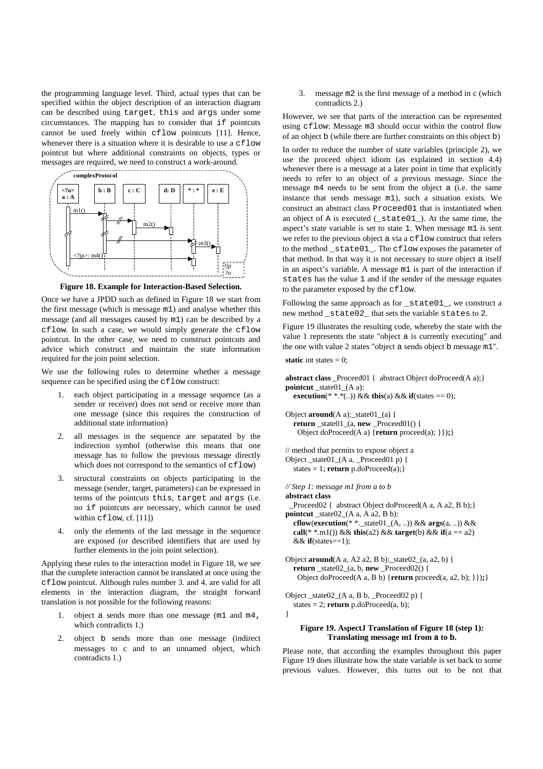the programming language level. Third, actual types that can be specified within the object description of an interaction diagram can be described using `target`, `this` and `args` under some circumstances. The mapping has to consider that `if` pointcuts cannot be used freely within `cflow` pointcuts [11]. Hence, whenever there is a situation where it is desirable to use a `cflow` pointcut but where additional constraints on objects, types or messages are required, we need to construct a work-around.

**Figure 18. Example for Interaction-Based Selection.**

Once we have a JPDD such as defined in Figure 18 we start from the first message (which is message `m1`) and analyse whether this message (and all messages caused by `m1`) can be described by a `cflow`. In such a case, we would simply generate the `cflow` pointcut. In the other case, we need to construct pointcuts and advice which construct and maintain the state information required for the join point selection.

We use the following rules to determine whether a message sequence can be specified using the `cflow` construct:

1. each object participating in a message sequence (as a sender or receiver) does not send or receive more than one message (since this requires the construction of additional state information)
2. all messages in the sequence are separated by the indirection symbol (otherwise this means that one message has to follow the previous message directly which does not correspond to the semantics of `cflow`)
3. structural constraints on objects participating in the message (sender, target, parameters) can be expressed in terms of the pointcuts `this`, `target` and `args` (i.e. no `if` pointcuts are necessary, which cannot be used within `cflow`, cf. [11])
4. only the elements of the last message in the sequence are exposed (or described identifiers that are used by further elements in the join point selection).

Applying these rules to the interaction model in Figure 18, we see that the complete interaction cannot be translated at once using the `cflow` pointcut. Although rules number 3. and 4. are valid for all elements in the interaction diagram, the straight forward translation is not possible for the following reasons:

1. object `a` sends more than one message (`m1` and `m4`, which contradicts 1.)
2. object `b` sends more than one message (indirect messages to c and to an unnamed object, which contradicts 1.)
3. message `m2` is the first message of a method in c (which contradicts 2.)

However, we see that parts of the interaction can be represented using `cflow`: Message `m3` should occur within the control flow of an object `b` (while there are further constraints on this object `b`)

In order to reduce the number of state variables (principle 2), we use the proceed object idiom (as explained in section 4.4) whenever there is a message at a later point in time that explicitly needs to refer to an object of a previous message. Since the message `m4` needs to be sent from the object `a` (i.e. the same instance that sends message `m1`), such a situation exists. We construct an abstract class `Proceed01` that is instantiated when an object of `A` is executed (`_state01_`). At the same time, the aspect's state variable is set to state `1`. When message `m1` is sent we refer to the previous object `a` via a `cflow` construct that refers to the method `_state01_`. The `cflow` exposes the parameter of that method. In that way it is not necessary to store object `a` itself in an aspect's variable. A message `m1` is part of the interaction if `states` has the value `1` and if the sender of the message equates to the parameter exposed by the `cflow`.

Following the same approach as for `_state01_`, we construct a new method `_state02_` that sets the variable `states` to `2`.

Figure 19 illustrates the resulting code, whereby the state with the value 1 represents the state "object `a` is currently executing" and the one with value 2 states "object `a` sends object `b` message `m1`".

```
static int states = 0;

abstract class _Proceed01 {  abstract Object doProceed(A a);}
pointcut _state01_(A a):
   execution(* *.*(..)) && this(a) && if(states == 0);

Object around(A a):_state01_(a) {
   return _state01_(a, new _Proceed01() {
     Object doProceed(A a) {return proceed(a); }});}

// method that permits to expose object a
Object _state01_(A a, _Proceed01 p) {
   states = 1; return p.doProceed(a);}

// Step 1: message m1 from a to b
abstract class
 _Proceed02 {  abstract Object doProceed(A a, A a2, B b);}
pointcut _state02_(A a, A a2, B b):
   cflow(execution(* *._state01_(A, ..)) && args(a, ..)) &&
   call(* *.m1()) && this(a2) && target(b) && if(a == a2)
   && if(states==1);

Object around(A a, A2 a2, B b):_state02_(a, a2, b) {
   return _state02_(a, b, new _Proceed02() {
     Object doProceed(A a, B b) {return proceed(a, a2, b); }});}

Object _state02_(A a, B b, _Proceed02 p) {
   states = 2; return p.doProceed(a, b);
}
```

**Figure 19. AspectJ Translation of Figure 18 (step 1): Translating message m1 from a to b.**

Please note, that according the examples throughout this paper Figure 19 does illustrate how the state variable is set back to some previous values. However, this turns out to be not that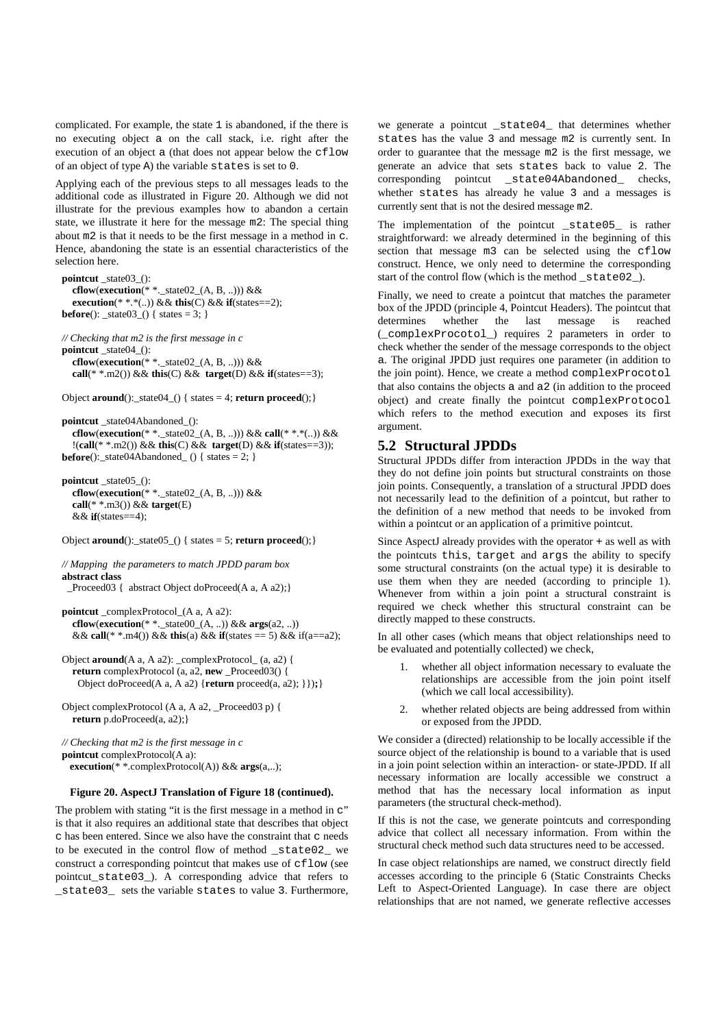complicated. For example, the state 1 is abandoned, if the there is no executing object a on the call stack, i.e. right after the execution of an object a (that does not appear below the cflow of an object of type A) the variable states is set to 0.

Applying each of the previous steps to all messages leads to the additional code as illustrated in Figure 20. Although we did not illustrate for the previous examples how to abandon a certain state, we illustrate it here for the message m2: The special thing about m2 is that it needs to be the first message in a method in c. Hence, abandoning the state is an essential characteristics of the selection here.

```
pointcut _state03_():
   cflow(execution(* *._state02_(A, B, ..))) &&
   execution(* *.*(..)) && this(C) && if(states==2);
before(): _state03_() { states = 3; }

// Checking that m2 is the first message in c
pointcut _state04_():
   cflow(execution(* *._state02_(A, B, ..))) &&
   call(* *.m2()) && this(C) &&  target(D) && if(states==3);

Object around():_state04_() { states = 4; return proceed();}

pointcut _state04Abandoned_():
   cflow(execution(* *._state02_(A, B, ..))) && call(* *.*(..)) &&
   !(call(* *.m2()) && this(C) &&  target(D) && if(states==3));
before():_state04Abandoned_ () { states = 2; }

pointcut _state05_():
   cflow(execution(* *._state02_(A, B, ..))) &&
   call(* *.m3()) && target(E)
   && if(states==4);

Object around():_state05_() { states = 5; return proceed();}

// Mapping  the parameters to match JPDD param box
abstract class
 _Proceed03 {  abstract Object doProceed(A a, A a2);}

pointcut _complexProtocol_(A a, A a2):
   cflow(execution(* *._state00_(A, ..)) && args(a2, ..))
   && call(* *.m4()) && this(a) && if(states == 5) && if(a==a2);

Object around(A a, A a2): _complexProtocol_ (a, a2) {
   return complexProtocol (a, a2, new _Proceed03() {
     Object doProceed(A a, A a2) {return proceed(a, a2); }});}

Object complexProtocol (A a, A a2, _Proceed03 p) {
   return p.doProceed(a, a2);}

// Checking that m2 is the first message in c
pointcut complexProtocol(A a):
  execution(* *.complexProtocol(A)) && args(a,..);
```

**Figure 20. AspectJ Translation of Figure 18 (continued).**

The problem with stating "it is the first message in a method in c" is that it also requires an additional state that describes that object c has been entered. Since we also have the constraint that c needs to be executed in the control flow of method _state02_ we construct a corresponding pointcut that makes use of cflow (see pointcut_state03_). A corresponding advice that refers to _state03_ sets the variable states to value 3. Furthermore, we generate a pointcut _state04_ that determines whether states has the value 3 and message m2 is currently sent. In order to guarantee that the message m2 is the first message, we generate an advice that sets states back to value 2. The corresponding pointcut _state04Abandoned_ checks, whether states has already he value 3 and a messages is currently sent that is not the desired message m2.

The implementation of the pointcut _state05_ is rather straightforward: we already determined in the beginning of this section that message m3 can be selected using the cflow construct. Hence, we only need to determine the corresponding start of the control flow (which is the method _state02_).

Finally, we need to create a pointcut that matches the parameter box of the JPDD (principle 4, Pointcut Headers). The pointcut that determines whether the last message is reached (_complexProcotol_) requires 2 parameters in order to check whether the sender of the message corresponds to the object a. The original JPDD just requires one parameter (in addition to the join point). Hence, we create a method complexProcotol that also contains the objects a and a2 (in addition to the proceed object) and create finally the pointcut complexProtocol which refers to the method execution and exposes its first argument.

## 5.2 Structural JPDDs

Structural JPDDs differ from interaction JPDDs in the way that they do not define join points but structural constraints on those join points. Consequently, a translation of a structural JPDD does not necessarily lead to the definition of a pointcut, but rather to the definition of a new method that needs to be invoked from within a pointcut or an application of a primitive pointcut.

Since AspectJ already provides with the operator + as well as with the pointcuts this, target and args the ability to specify some structural constraints (on the actual type) it is desirable to use them when they are needed (according to principle 1). Whenever from within a join point a structural constraint is required we check whether this structural constraint can be directly mapped to these constructs.

In all other cases (which means that object relationships need to be evaluated and potentially collected) we check,

1. whether all object information necessary to evaluate the relationships are accessible from the join point itself (which we call local accessibility).
2. whether related objects are being addressed from within or exposed from the JPDD.

We consider a (directed) relationship to be locally accessible if the source object of the relationship is bound to a variable that is used in a join point selection within an interaction- or state-JPDD. If all necessary information are locally accessible we construct a method that has the necessary local information as input parameters (the structural check-method).

If this is not the case, we generate pointcuts and corresponding advice that collect all necessary information. From within the structural check method such data structures need to be accessed.

In case object relationships are named, we construct directly field accesses according to the principle 6 (Static Constraints Checks Left to Aspect-Oriented Language). In case there are object relationships that are not named, we generate reflective accesses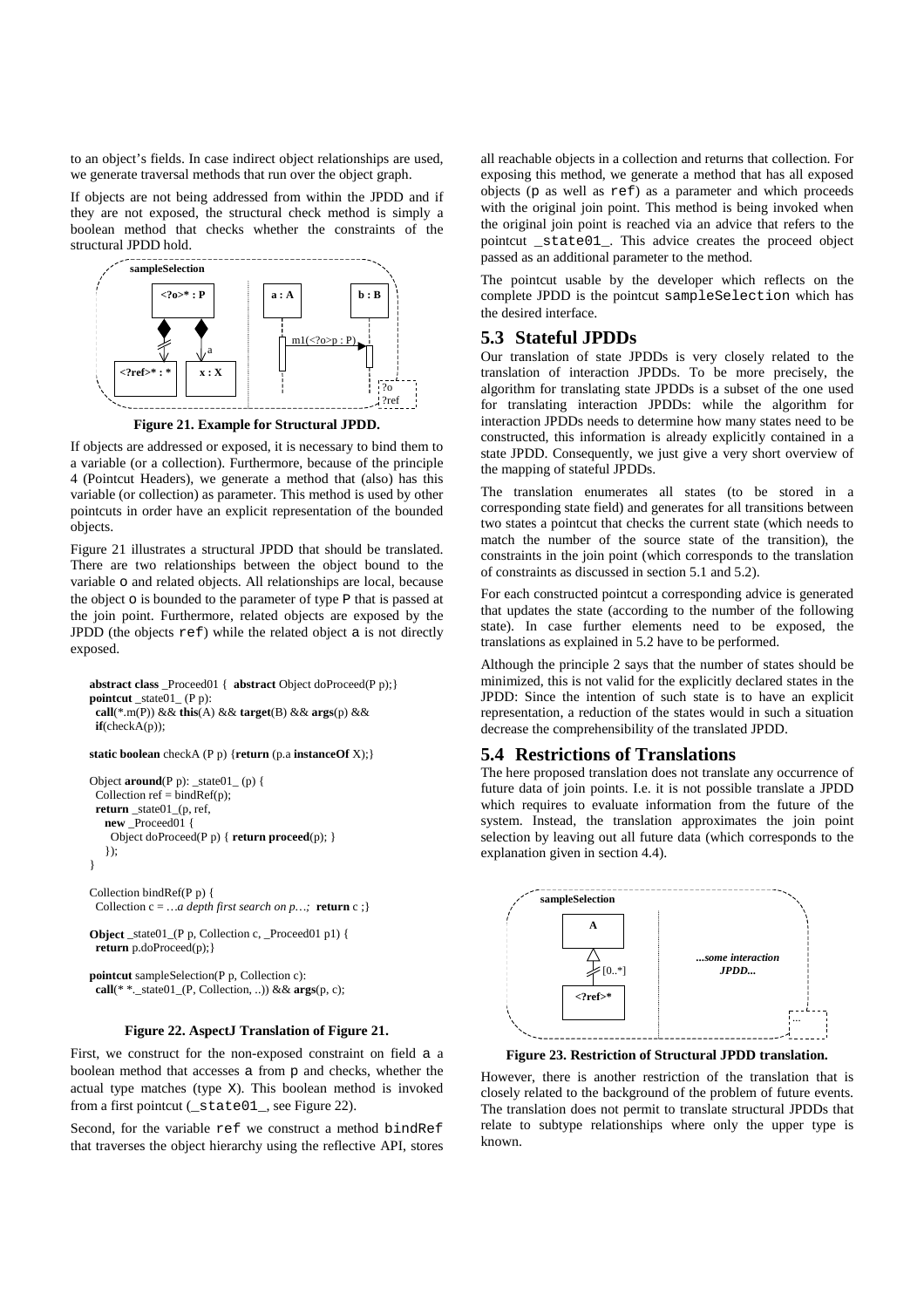to an object's fields. In case indirect object relationships are used, we generate traversal methods that run over the object graph.

If objects are not being addressed from within the JPDD and if they are not exposed, the structural check method is simply a boolean method that checks whether the constraints of the structural JPDD hold.

**Figure 21. Example for Structural JPDD.**

If objects are addressed or exposed, it is necessary to bind them to a variable (or a collection). Furthermore, because of the principle 4 (Pointcut Headers), we generate a method that (also) has this variable (or collection) as parameter. This method is used by other pointcuts in order have an explicit representation of the bounded objects.

Figure 21 illustrates a structural JPDD that should be translated. There are two relationships between the object bound to the variable `o` and related objects. All relationships are local, because the object `o` is bounded to the parameter of type `P` that is passed at the join point. Furthermore, related objects are exposed by the JPDD (the objects `ref`) while the related object `a` is not directly exposed.

```
abstract class _Proceed01 {  abstract Object doProceed(P p);}
pointcut _state01_ (P p):
  call(*.m(P)) && this(A) && target(B) && args(p) &&
  if(checkA(p));

static boolean checkA (P p) {return (p.a instanceOf X);}

Object around(P p): _state01_ (p) {
  Collection ref = bindRef(p);
  return _state01_(p, ref,
    new _Proceed01 {
      Object doProceed(P p) { return proceed(p); }
    });
}

Collection bindRef(P p) {
  Collection c = …a depth first search on p…;  return c ;}

Object _state01_(P p, Collection c, _Proceed01 p1) {
  return p.doProceed(p);}

pointcut sampleSelection(P p, Collection c):
  call(* *._state01_(P, Collection, ..)) && args(p, c);
```

**Figure 22. AspectJ Translation of Figure 21.**

First, we construct for the non-exposed constraint on field `a` a boolean method that accesses `a` from `p` and checks, whether the actual type matches (type `X`). This boolean method is invoked from a first pointcut (`_state01_`, see Figure 22).

Second, for the variable `ref` we construct a method `bindRef` that traverses the object hierarchy using the reflective API, stores all reachable objects in a collection and returns that collection. For exposing this method, we generate a method that has all exposed objects (`p` as well as `ref`) as a parameter and which proceeds with the original join point. This method is being invoked when the original join point is reached via an advice that refers to the pointcut `_state01_`. This advice creates the proceed object passed as an additional parameter to the method.

The pointcut usable by the developer which reflects on the complete JPDD is the pointcut `sampleSelection` which has the desired interface.

## 5.3 Stateful JPDDs

Our translation of state JPDDs is very closely related to the translation of interaction JPDDs. To be more precisely, the algorithm for translating state JPDDs is a subset of the one used for translating interaction JPDDs: while the algorithm for interaction JPDDs needs to determine how many states need to be constructed, this information is already explicitly contained in a state JPDD. Consequently, we just give a very short overview of the mapping of stateful JPDDs.

The translation enumerates all states (to be stored in a corresponding state field) and generates for all transitions between two states a pointcut that checks the current state (which needs to match the number of the source state of the transition), the constraints in the join point (which corresponds to the translation of constraints as discussed in section 5.1 and 5.2).

For each constructed pointcut a corresponding advice is generated that updates the state (according to the number of the following state). In case further elements need to be exposed, the translations as explained in 5.2 have to be performed.

Although the principle 2 says that the number of states should be minimized, this is not valid for the explicitly declared states in the JPDD: Since the intention of such state is to have an explicit representation, a reduction of the states would in such a situation decrease the comprehensibility of the translated JPDD.

## 5.4 Restrictions of Translations

The here proposed translation does not translate any occurrence of future data of join points. I.e. it is not possible translate a JPDD which requires to evaluate information from the future of the system. Instead, the translation approximates the join point selection by leaving out all future data (which corresponds to the explanation given in section 4.4).

**Figure 23. Restriction of Structural JPDD translation.**

However, there is another restriction of the translation that is closely related to the background of the problem of future events. The translation does not permit to translate structural JPDDs that relate to subtype relationships where only the upper type is known.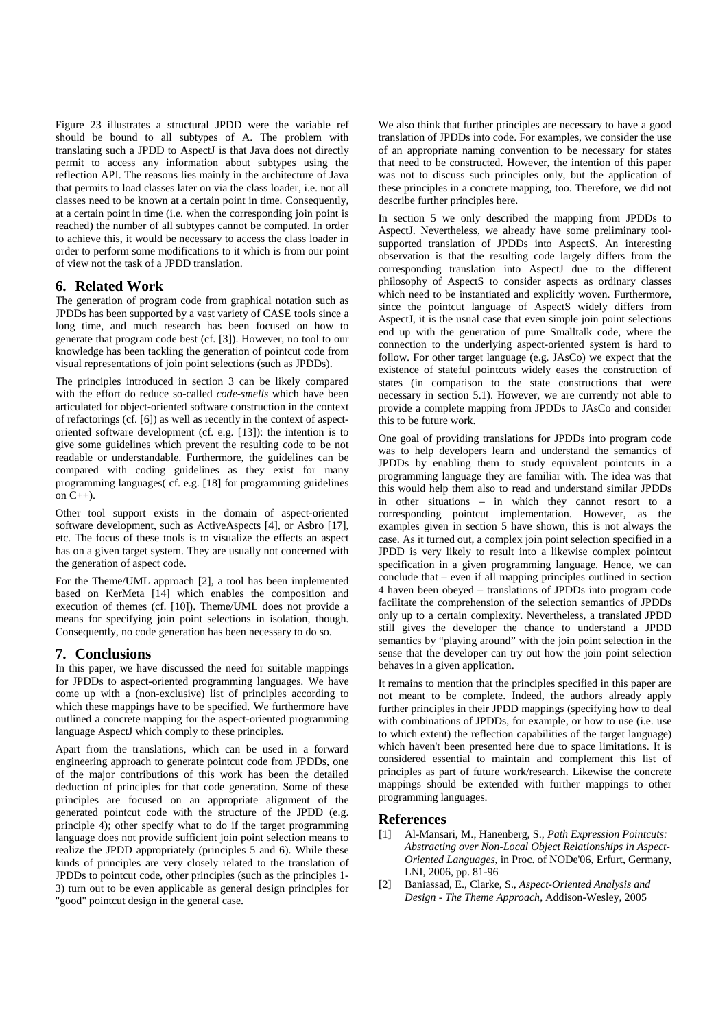Figure 23 illustrates a structural JPDD were the variable ref should be bound to all subtypes of A. The problem with translating such a JPDD to AspectJ is that Java does not directly permit to access any information about subtypes using the reflection API. The reasons lies mainly in the architecture of Java that permits to load classes later on via the class loader, i.e. not all classes need to be known at a certain point in time. Consequently, at a certain point in time (i.e. when the corresponding join point is reached) the number of all subtypes cannot be computed. In order to achieve this, it would be necessary to access the class loader in order to perform some modifications to it which is from our point of view not the task of a JPDD translation.

## 6. Related Work

The generation of program code from graphical notation such as JPDDs has been supported by a vast variety of CASE tools since a long time, and much research has been focused on how to generate that program code best (cf. [3]). However, no tool to our knowledge has been tackling the generation of pointcut code from visual representations of join point selections (such as JPDDs).

The principles introduced in section 3 can be likely compared with the effort do reduce so-called *code-smells* which have been articulated for object-oriented software construction in the context of refactorings (cf. [6]) as well as recently in the context of aspect-oriented software development (cf. e.g. [13]): the intention is to give some guidelines which prevent the resulting code to be not readable or understandable. Furthermore, the guidelines can be compared with coding guidelines as they exist for many programming languages( cf. e.g. [18] for programming guidelines on C++).

Other tool support exists in the domain of aspect-oriented software development, such as ActiveAspects [4], or Asbro [17], etc. The focus of these tools is to visualize the effects an aspect has on a given target system. They are usually not concerned with the generation of aspect code.

For the Theme/UML approach [2], a tool has been implemented based on KerMeta [14] which enables the composition and execution of themes (cf. [10]). Theme/UML does not provide a means for specifying join point selections in isolation, though. Consequently, no code generation has been necessary to do so.

## 7. Conclusions

In this paper, we have discussed the need for suitable mappings for JPDDs to aspect-oriented programming languages. We have come up with a (non-exclusive) list of principles according to which these mappings have to be specified. We furthermore have outlined a concrete mapping for the aspect-oriented programming language AspectJ which comply to these principles.

Apart from the translations, which can be used in a forward engineering approach to generate pointcut code from JPDDs, one of the major contributions of this work has been the detailed deduction of principles for that code generation. Some of these principles are focused on an appropriate alignment of the generated pointcut code with the structure of the JPDD (e.g. principle 4); other specify what to do if the target programming language does not provide sufficient join point selection means to realize the JPDD appropriately (principles 5 and 6). While these kinds of principles are very closely related to the translation of JPDDs to pointcut code, other principles (such as the principles 1-3) turn out to be even applicable as general design principles for "good" pointcut design in the general case.

We also think that further principles are necessary to have a good translation of JPDDs into code. For examples, we consider the use of an appropriate naming convention to be necessary for states that need to be constructed. However, the intention of this paper was not to discuss such principles only, but the application of these principles in a concrete mapping, too. Therefore, we did not describe further principles here.

In section 5 we only described the mapping from JPDDs to AspectJ. Nevertheless, we already have some preliminary tool-supported translation of JPDDs into AspectS. An interesting observation is that the resulting code largely differs from the corresponding translation into AspectJ due to the different philosophy of AspectS to consider aspects as ordinary classes which need to be instantiated and explicitly woven. Furthermore, since the pointcut language of AspectS widely differs from AspectJ, it is the usual case that even simple join point selections end up with the generation of pure Smalltalk code, where the connection to the underlying aspect-oriented system is hard to follow. For other target language (e.g. JAsCo) we expect that the existence of stateful pointcuts widely eases the construction of states (in comparison to the state constructions that were necessary in section 5.1). However, we are currently not able to provide a complete mapping from JPDDs to JAsCo and consider this to be future work.

One goal of providing translations for JPDDs into program code was to help developers learn and understand the semantics of JPDDs by enabling them to study equivalent pointcuts in a programming language they are familiar with. The idea was that this would help them also to read and understand similar JPDDs in other situations – in which they cannot resort to a corresponding pointcut implementation. However, as the examples given in section 5 have shown, this is not always the case. As it turned out, a complex join point selection specified in a JPDD is very likely to result into a likewise complex pointcut specification in a given programming language. Hence, we can conclude that – even if all mapping principles outlined in section 4 haven been obeyed – translations of JPDDs into program code facilitate the comprehension of the selection semantics of JPDDs only up to a certain complexity. Nevertheless, a translated JPDD still gives the developer the chance to understand a JPDD semantics by "playing around" with the join point selection in the sense that the developer can try out how the join point selection behaves in a given application.

It remains to mention that the principles specified in this paper are not meant to be complete. Indeed, the authors already apply further principles in their JPDD mappings (specifying how to deal with combinations of JPDDs, for example, or how to use (i.e. use to which extent) the reflection capabilities of the target language) which haven't been presented here due to space limitations. It is considered essential to maintain and complement this list of principles as part of future work/research. Likewise the concrete mappings should be extended with further mappings to other programming languages.

## References

[1] Al-Mansari, M., Hanenberg, S., *Path Expression Pointcuts: Abstracting over Non-Local Object Relationships in Aspect-Oriented Languages*, in Proc. of NODe'06, Erfurt, Germany, LNI, 2006, pp. 81-96

[2] Baniassad, E., Clarke, S., *Aspect-Oriented Analysis and Design - The Theme Approach*, Addison-Wesley, 2005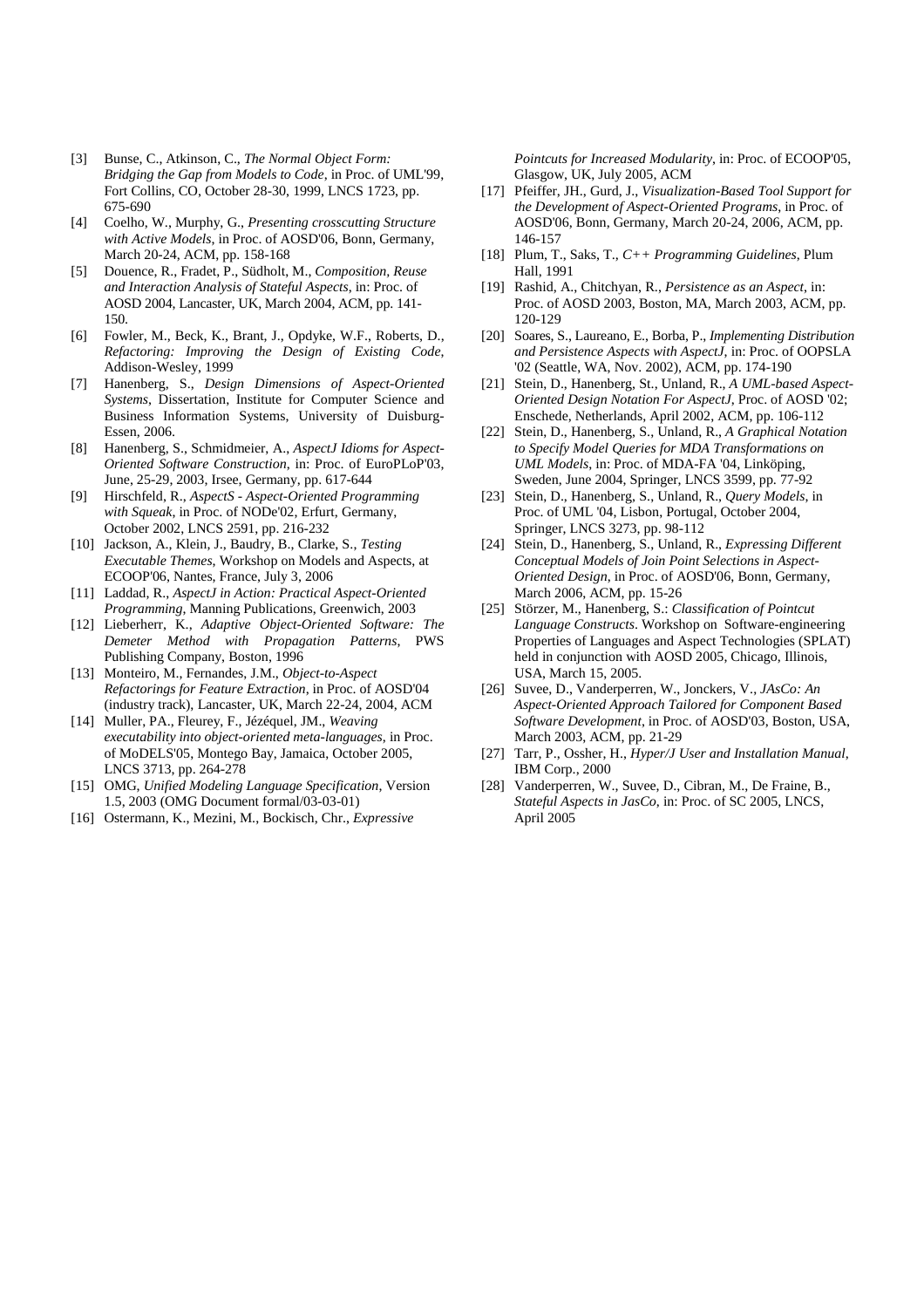[3] Bunse, C., Atkinson, C., *The Normal Object Form: Bridging the Gap from Models to Code*, in Proc. of UML'99, Fort Collins, CO, October 28-30, 1999, LNCS 1723, pp. 675-690

[4] Coelho, W., Murphy, G., *Presenting crosscutting Structure with Active Models*, in Proc. of AOSD'06, Bonn, Germany, March 20-24, ACM, pp. 158-168

[5] Douence, R., Fradet, P., Südholt, M., *Composition, Reuse and Interaction Analysis of Stateful Aspects*, in: Proc. of AOSD 2004, Lancaster, UK, March 2004, ACM, pp. 141-150.

[6] Fowler, M., Beck, K., Brant, J., Opdyke, W.F., Roberts, D., *Refactoring: Improving the Design of Existing Code*, Addison-Wesley, 1999

[7] Hanenberg, S., *Design Dimensions of Aspect-Oriented Systems*, Dissertation, Institute for Computer Science and Business Information Systems, University of Duisburg-Essen, 2006.

[8] Hanenberg, S., Schmidmeier, A., *AspectJ Idioms for Aspect-Oriented Software Construction*, in: Proc. of EuroPLoP'03, June, 25-29, 2003, Irsee, Germany, pp. 617-644

[9] Hirschfeld, R., *AspectS - Aspect-Oriented Programming with Squeak*, in Proc. of NODe'02, Erfurt, Germany, October 2002, LNCS 2591, pp. 216-232

[10] Jackson, A., Klein, J., Baudry, B., Clarke, S., *Testing Executable Themes*, Workshop on Models and Aspects, at ECOOP'06, Nantes, France, July 3, 2006

[11] Laddad, R., *AspectJ in Action: Practical Aspect-Oriented Programming*, Manning Publications, Greenwich, 2003

[12] Lieberherr, K., *Adaptive Object-Oriented Software: The Demeter Method with Propagation Patterns*, PWS Publishing Company, Boston, 1996

[13] Monteiro, M., Fernandes, J.M., *Object-to-Aspect Refactorings for Feature Extraction*, in Proc. of AOSD'04 (industry track), Lancaster, UK, March 22-24, 2004, ACM

[14] Muller, PA., Fleurey, F., Jézéquel, JM., *Weaving executability into object-oriented meta-languages*, in Proc. of MoDELS'05, Montego Bay, Jamaica, October 2005, LNCS 3713, pp. 264-278

[15] OMG, *Unified Modeling Language Specification*, Version 1.5, 2003 (OMG Document formal/03-03-01)

[16] Ostermann, K., Mezini, M., Bockisch, Chr., *Expressive Pointcuts for Increased Modularity*, in: Proc. of ECOOP'05, Glasgow, UK, July 2005, ACM

[17] Pfeiffer, JH., Gurd, J., *Visualization-Based Tool Support for the Development of Aspect-Oriented Programs*, in Proc. of AOSD'06, Bonn, Germany, March 20-24, 2006, ACM, pp. 146-157

[18] Plum, T., Saks, T., *C++ Programming Guidelines*, Plum Hall, 1991

[19] Rashid, A., Chitchyan, R., *Persistence as an Aspect*, in: Proc. of AOSD 2003, Boston, MA, March 2003, ACM, pp. 120-129

[20] Soares, S., Laureano, E., Borba, P., *Implementing Distribution and Persistence Aspects with AspectJ*, in: Proc. of OOPSLA '02 (Seattle, WA, Nov. 2002), ACM, pp. 174-190

[21] Stein, D., Hanenberg, St., Unland, R., *A UML-based Aspect-Oriented Design Notation For AspectJ*, Proc. of AOSD '02; Enschede, Netherlands, April 2002, ACM, pp. 106-112

[22] Stein, D., Hanenberg, S., Unland, R., *A Graphical Notation to Specify Model Queries for MDA Transformations on UML Models*, in: Proc. of MDA-FA '04, Linköping, Sweden, June 2004, Springer, LNCS 3599, pp. 77-92

[23] Stein, D., Hanenberg, S., Unland, R., *Query Models*, in Proc. of UML '04, Lisbon, Portugal, October 2004, Springer, LNCS 3273, pp. 98-112

[24] Stein, D., Hanenberg, S., Unland, R., *Expressing Different Conceptual Models of Join Point Selections in Aspect-Oriented Design*, in Proc. of AOSD'06, Bonn, Germany, March 2006, ACM, pp. 15-26

[25] Störzer, M., Hanenberg, S.: *Classification of Pointcut Language Constructs*. Workshop on Software-engineering Properties of Languages and Aspect Technologies (SPLAT) held in conjunction with AOSD 2005, Chicago, Illinois, USA, March 15, 2005.

[26] Suvee, D., Vanderperren, W., Jonckers, V., *JAsCo: An Aspect-Oriented Approach Tailored for Component Based Software Development*, in Proc. of AOSD'03, Boston, USA, March 2003, ACM, pp. 21-29

[27] Tarr, P., Ossher, H., *Hyper/J User and Installation Manual*, IBM Corp., 2000

[28] Vanderperren, W., Suvee, D., Cibran, M., De Fraine, B., *Stateful Aspects in JasCo*, in: Proc. of SC 2005, LNCS, April 2005